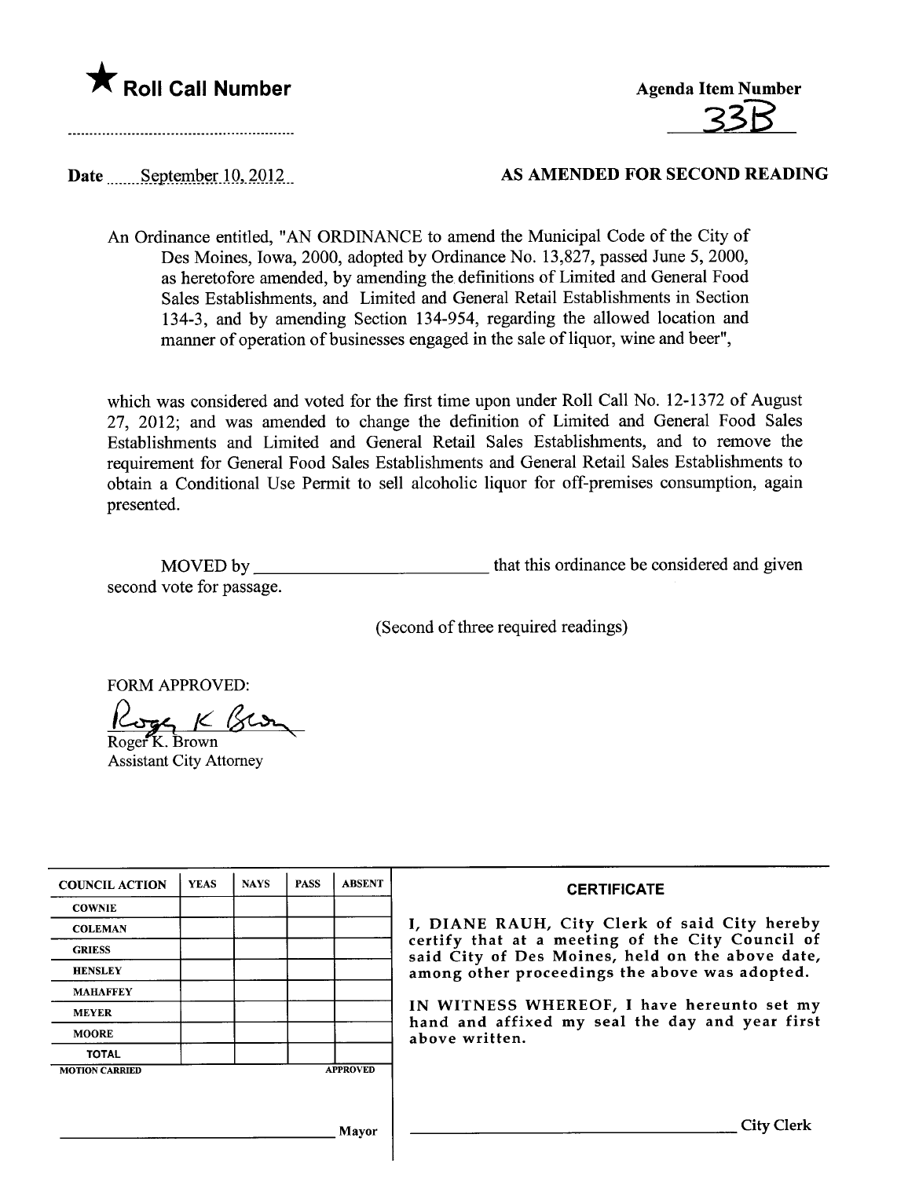★ **Roll Call Number**

**Agenda Item Number**

33B

Date September 10, 2012

**AS AMENDED FOR SECOND READING**

An Ordinance entitled, "AN ORDINANCE to amend the Municipal Code of the City of Des Moines, Iowa, 2000, adopted by Ordinance No. 13,827, passed June 5, 2000, as heretofore amended, by amending the definitions of Limited and General Food Sales Establishments, and Limited and General Retail Establishments in Section 134-3, and by amending Section 134-954, regarding the allowed location and manner of operation of businesses engaged in the sale of liquor, wine and beer",

which was considered and voted for the first time upon under Roll Call No. 12-1372 of August 27, 2012; and was amended to change the definition of Limited and General Food Sales Establishments and Limited and General Retail Sales Establishments, and to remove the requirement for General Food Sales Establishments and General Retail Sales Establishments to obtain a Conditional Use Permit to sell alcoholic liquor for off-premises consumption, again presented.

MOVED by ________________________ that this ordinance be considered and given second vote for passage.

(Second of three required readings)

FORM APPROVED:

Roger K. Brown
Assistant City Attorney

| COUNCIL ACTION | YEAS | NAYS | PASS | ABSENT |
|---|---|---|---|---|
| COWNIE | | | | |
| COLEMAN | | | | |
| GRIESS | | | | |
| HENSLEY | | | | |
| MAHAFFEY | | | | |
| MEYER | | | | |
| MOORE | | | | |
| TOTAL | | | | |
| MOTION CARRIED | | | | APPROVED |

________________________ Mayor

**CERTIFICATE**

I, DIANE RAUH, City Clerk of said City hereby certify that at a meeting of the City Council of said City of Des Moines, held on the above date, among other proceedings the above was adopted.

IN WITNESS WHEREOF, I have hereunto set my hand and affixed my seal the day and year first above written.

________________________ City Clerk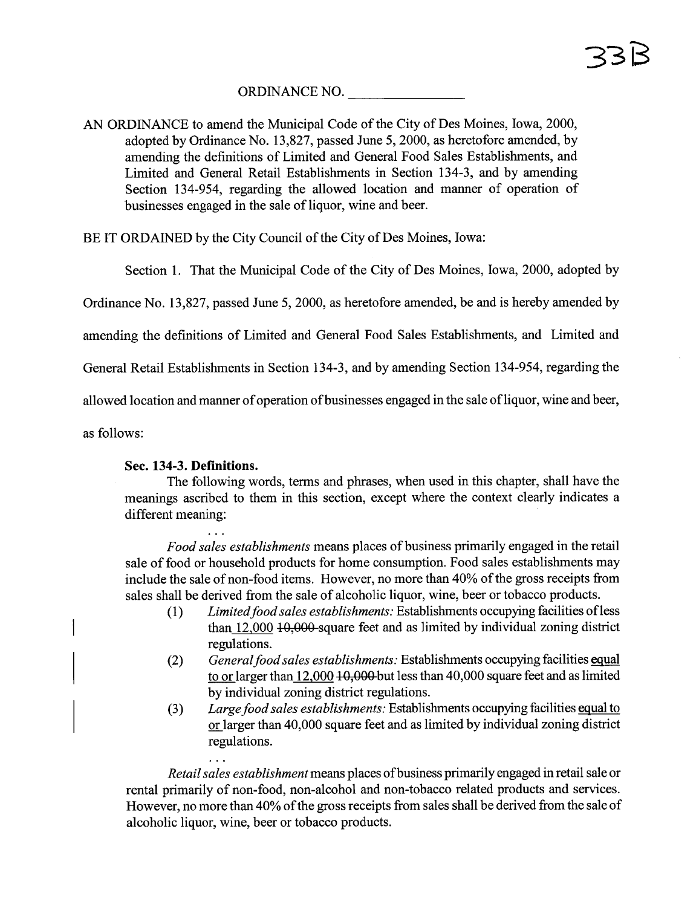33B

ORDINANCE NO. \_\_\_\_\_\_\_\_\_\_\_\_\_\_\_

AN ORDINANCE to amend the Municipal Code of the City of Des Moines, Iowa, 2000, adopted by Ordinance No. 13,827, passed June 5, 2000, as heretofore amended, by amending the definitions of Limited and General Food Sales Establishments, and Limited and General Retail Establishments in Section 134-3, and by amending Section 134-954, regarding the allowed location and manner of operation of businesses engaged in the sale of liquor, wine and beer.

BE IT ORDAINED by the City Council of the City of Des Moines, Iowa:

Section 1. That the Municipal Code of the City of Des Moines, Iowa, 2000, adopted by Ordinance No. 13,827, passed June 5, 2000, as heretofore amended, be and is hereby amended by amending the definitions of Limited and General Food Sales Establishments, and Limited and General Retail Establishments in Section 134-3, and by amending Section 134-954, regarding the allowed location and manner of operation of businesses engaged in the sale of liquor, wine and beer, as follows:

**Sec. 134-3. Definitions.**

The following words, terms and phrases, when used in this chapter, shall have the meanings ascribed to them in this section, except where the context clearly indicates a different meaning:

...

*Food sales establishments* means places of business primarily engaged in the retail sale of food or household products for home consumption. Food sales establishments may include the sale of non-food items. However, no more than 40% of the gross receipts from sales shall be derived from the sale of alcoholic liquor, wine, beer or tobacco products.

(1) *Limited food sales establishments:* Establishments occupying facilities of less than 12,000 ~~10,000~~ square feet and as limited by individual zoning district regulations.

(2) *General food sales establishments:* Establishments occupying facilities equal to or larger than 12,000 ~~10,000~~ but less than 40,000 square feet and as limited by individual zoning district regulations.

(3) *Large food sales establishments:* Establishments occupying facilities equal to or larger than 40,000 square feet and as limited by individual zoning district regulations.

...

*Retail sales establishment* means places of business primarily engaged in retail sale or rental primarily of non-food, non-alcohol and non-tobacco related products and services. However, no more than 40% of the gross receipts from sales shall be derived from the sale of alcoholic liquor, wine, beer or tobacco products.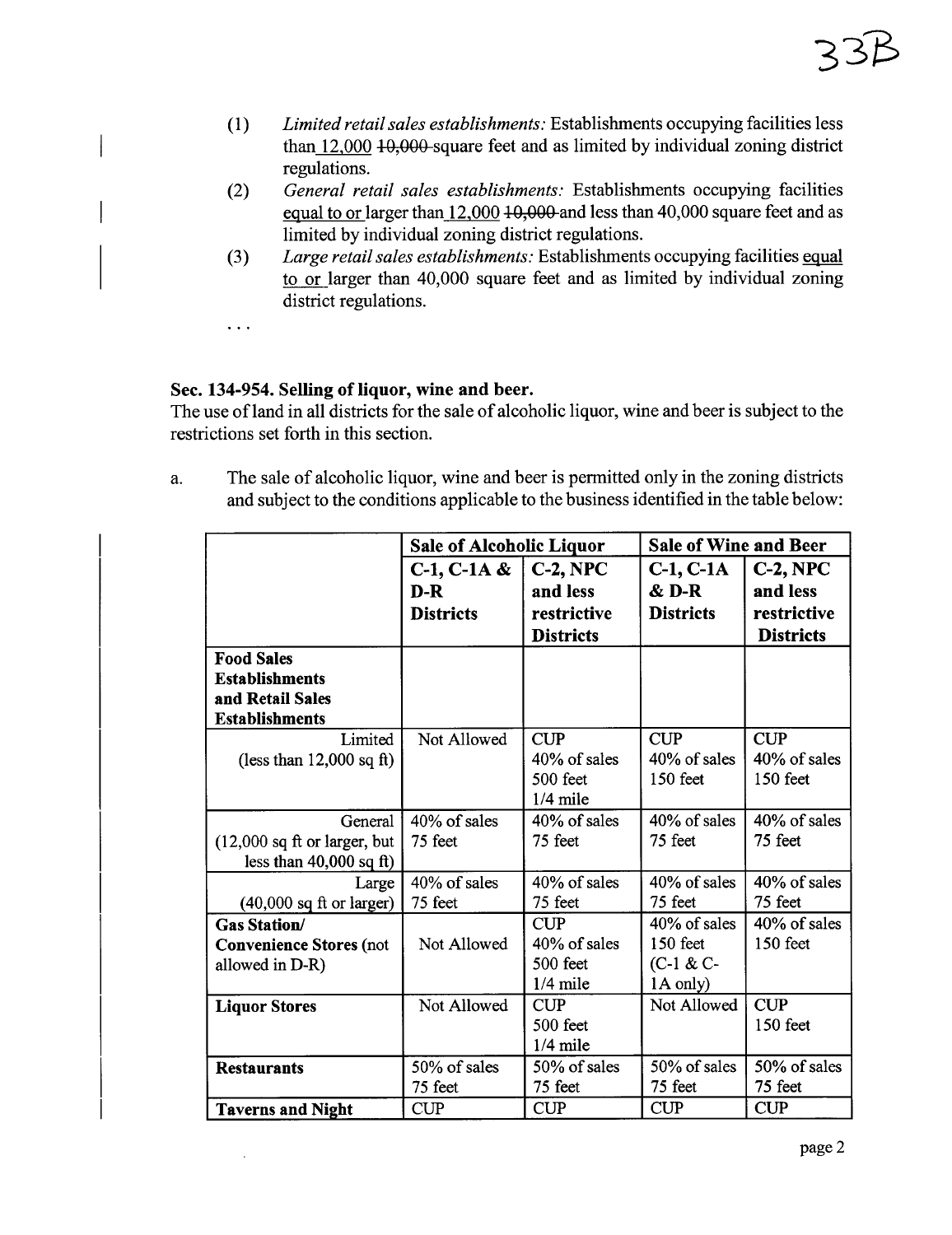(1) *Limited retail sales establishments:* Establishments occupying facilities less than 12,000 ~~10,000~~ square feet and as limited by individual zoning district regulations.

(2) *General retail sales establishments:* Establishments occupying facilities equal to or larger than 12,000 ~~10,000~~ and less than 40,000 square feet and as limited by individual zoning district regulations.

(3) *Large retail sales establishments:* Establishments occupying facilities equal to or larger than 40,000 square feet and as limited by individual zoning district regulations.

. . .

**Sec. 134-954. Selling of liquor, wine and beer.**

The use of land in all districts for the sale of alcoholic liquor, wine and beer is subject to the restrictions set forth in this section.

a. The sale of alcoholic liquor, wine and beer is permitted only in the zoning districts and subject to the conditions applicable to the business identified in the table below:

| | **Sale of Alcoholic Liquor** | | **Sale of Wine and Beer** | |
|---|---|---|---|---|
| | **C-1, C-1A & D-R Districts** | **C-2, NPC and less restrictive Districts** | **C-1, C-1A & D-R Districts** | **C-2, NPC and less restrictive Districts** |
| **Food Sales Establishments and Retail Sales Establishments** | | | | |
| Limited (less than 12,000 sq ft) | Not Allowed | CUP<br>40% of sales<br>500 feet<br>1/4 mile | CUP<br>40% of sales<br>150 feet | CUP<br>40% of sales<br>150 feet |
| General (12,000 sq ft or larger, but less than 40,000 sq ft) | 40% of sales<br>75 feet | 40% of sales<br>75 feet | 40% of sales<br>75 feet | 40% of sales<br>75 feet |
| Large (40,000 sq ft or larger) | 40% of sales<br>75 feet | 40% of sales<br>75 feet | 40% of sales<br>75 feet | 40% of sales<br>75 feet |
| **Gas Station/ Convenience Stores** (not allowed in D-R) | Not Allowed | CUP<br>40% of sales<br>500 feet<br>1/4 mile | 40% of sales<br>150 feet<br>(C-1 & C-1A only) | 40% of sales<br>150 feet |
| **Liquor Stores** | Not Allowed | CUP<br>500 feet<br>1/4 mile | Not Allowed | CUP<br>150 feet |
| **Restaurants** | 50% of sales<br>75 feet | 50% of sales<br>75 feet | 50% of sales<br>75 feet | 50% of sales<br>75 feet |
| **Taverns and Night** | CUP | CUP | CUP | CUP |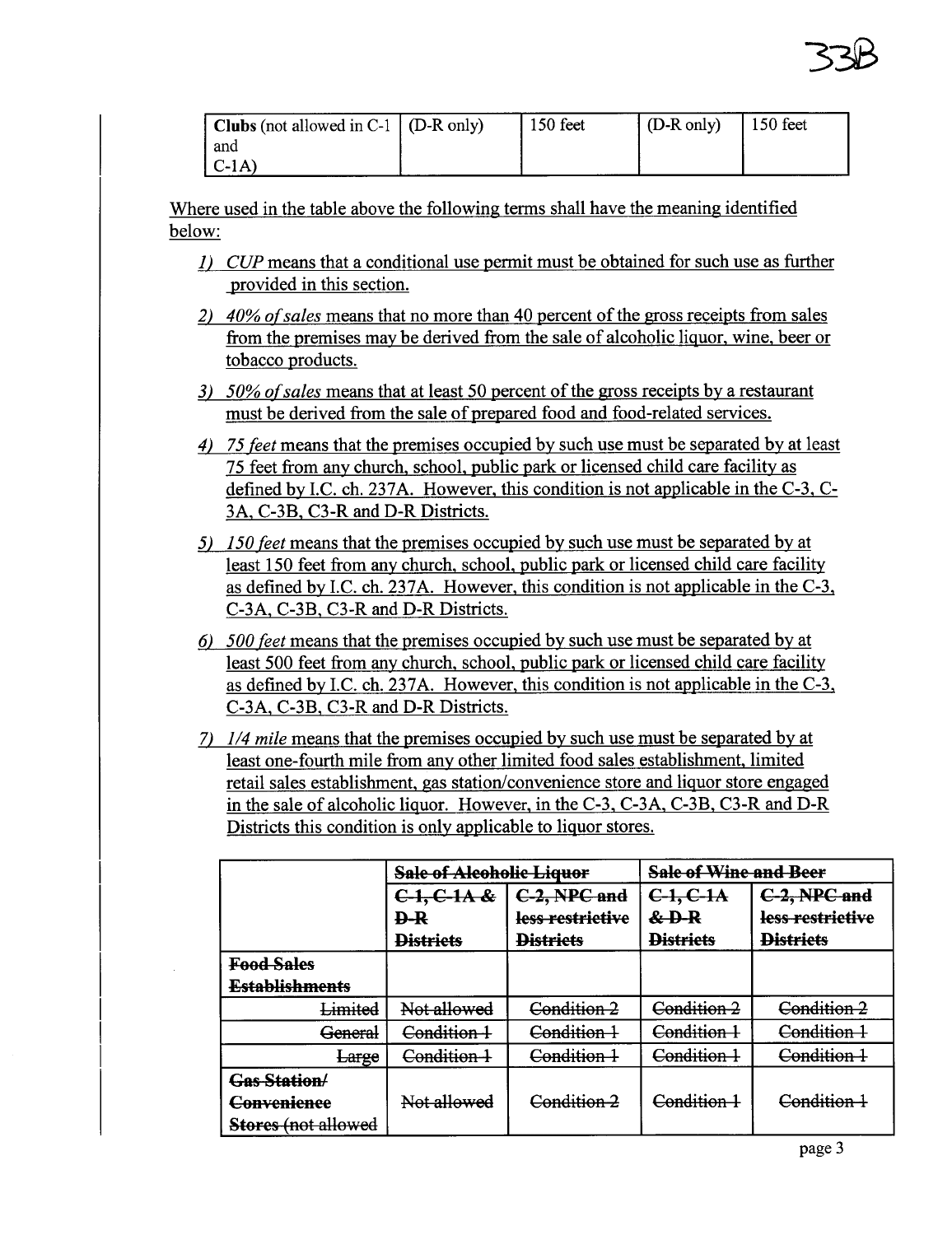| **Clubs** (not allowed in C-1 and C-1A) | (D-R only) | 150 feet | (D-R only) | 150 feet |
| --- | --- | --- | --- | --- |

<u>Where used in the table above the following terms shall have the meaning identified below:</u>

1) <u>*CUP* means that a conditional use permit must be obtained for such use as further provided in this section.</u>

2) <u>*40% of sales* means that no more than 40 percent of the gross receipts from sales from the premises may be derived from the sale of alcoholic liquor, wine, beer or tobacco products.</u>

3) <u>*50% of sales* means that at least 50 percent of the gross receipts by a restaurant must be derived from the sale of prepared food and food-related services.</u>

4) <u>*75 feet* means that the premises occupied by such use must be separated by at least 75 feet from any church, school, public park or licensed child care facility as defined by I.C. ch. 237A. However, this condition is not applicable in the C-3, C-3A, C-3B, C3-R and D-R Districts.</u>

5) <u>*150 feet* means that the premises occupied by such use must be separated by at least 150 feet from any church, school, public park or licensed child care facility as defined by I.C. ch. 237A. However, this condition is not applicable in the C-3, C-3A, C-3B, C3-R and D-R Districts.</u>

6) <u>*500 feet* means that the premises occupied by such use must be separated by at least 500 feet from any church, school, public park or licensed child care facility as defined by I.C. ch. 237A. However, this condition is not applicable in the C-3, C-3A, C-3B, C3-R and D-R Districts.</u>

7) <u>*1/4 mile* means that the premises occupied by such use must be separated by at least one-fourth mile from any other limited food sales establishment, limited retail sales establishment, gas station/convenience store and liquor store engaged in the sale of alcoholic liquor. However, in the C-3, C-3A, C-3B, C3-R and D-R Districts this condition is only applicable to liquor stores.</u>

| | ~~**Sale of Alcoholic Liquor**~~ | | ~~**Sale of Wine and Beer**~~ | |
| --- | --- | --- | --- | --- |
| | ~~**C-1, C-1A & D-R Districts**~~ | ~~**C-2, NPC and less restrictive Districts**~~ | ~~**C-1, C-1A & D-R Districts**~~ | ~~**C-2, NPC and less restrictive Districts**~~ |
| ~~**Food Sales Establishments**~~ | | | | |
| ~~Limited~~ | ~~Not allowed~~ | ~~Condition 2~~ | ~~Condition 2~~ | ~~Condition 2~~ |
| ~~General~~ | ~~Condition 1~~ | ~~Condition 1~~ | ~~Condition 1~~ | ~~Condition 1~~ |
| ~~Large~~ | ~~Condition 1~~ | ~~Condition 1~~ | ~~Condition 1~~ | ~~Condition 1~~ |
| ~~**Gas Station/ Convenience Stores (not allowed**~~ | ~~Not allowed~~ | ~~Condition 2~~ | ~~Condition 1~~ | ~~Condition 1~~ |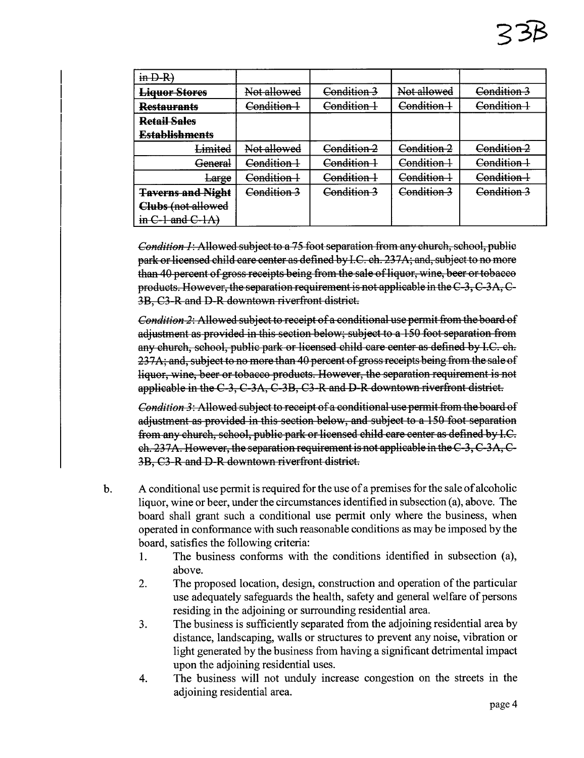33B

| ~~in D-R)~~ | | | | |
|---|---|---|---|---|
| ~~**Liquor Stores**~~ | ~~Not allowed~~ | ~~Condition 3~~ | ~~Not allowed~~ | ~~Condition 3~~ |
| ~~**Restaurants**~~ | ~~Condition 1~~ | ~~Condition 1~~ | ~~Condition 1~~ | ~~Condition 1~~ |
| ~~**Retail Sales Establishments**~~ | | | | |
| ~~Limited~~ | ~~Not allowed~~ | ~~Condition 2~~ | ~~Condition 2~~ | ~~Condition 2~~ |
| ~~General~~ | ~~Condition 1~~ | ~~Condition 1~~ | ~~Condition 1~~ | ~~Condition 1~~ |
| ~~Large~~ | ~~Condition 1~~ | ~~Condition 1~~ | ~~Condition 1~~ | ~~Condition 1~~ |
| ~~**Taverns and Night Clubs** (not allowed in C-1 and C-1A)~~ | ~~Condition 3~~ | ~~Condition 3~~ | ~~Condition 3~~ | ~~Condition 3~~ |

~~*Condition 1*: Allowed subject to a 75 foot separation from any church, school, public park or licensed child care center as defined by I.C. ch. 237A; and, subject to no more than 40 percent of gross receipts being from the sale of liquor, wine, beer or tobacco products. However, the separation requirement is not applicable in the C-3, C-3A, C-3B, C3-R and D-R downtown riverfront district.~~

~~*Condition 2*: Allowed subject to receipt of a conditional use permit from the board of adjustment as provided in this section below; subject to a 150 foot separation from any church, school, public park or licensed child care center as defined by I.C. ch. 237A; and, subject to no more than 40 percent of gross receipts being from the sale of liquor, wine, beer or tobacco products. However, the separation requirement is not applicable in the C-3, C-3A, C-3B, C3-R and D-R downtown riverfront district.~~

~~*Condition 3*: Allowed subject to receipt of a conditional use permit from the board of adjustment as provided in this section below, and subject to a 150 foot separation from any church, school, public park or licensed child care center as defined by I.C. ch. 237A. However, the separation requirement is not applicable in the C-3, C-3A, C-3B, C3-R and D-R downtown riverfront district.~~

b. A conditional use permit is required for the use of a premises for the sale of alcoholic liquor, wine or beer, under the circumstances identified in subsection (a), above. The board shall grant such a conditional use permit only where the business, when operated in conformance with such reasonable conditions as may be imposed by the board, satisfies the following criteria:

1. The business conforms with the conditions identified in subsection (a), above.
2. The proposed location, design, construction and operation of the particular use adequately safeguards the health, safety and general welfare of persons residing in the adjoining or surrounding residential area.
3. The business is sufficiently separated from the adjoining residential area by distance, landscaping, walls or structures to prevent any noise, vibration or light generated by the business from having a significant detrimental impact upon the adjoining residential uses.
4. The business will not unduly increase congestion on the streets in the adjoining residential area.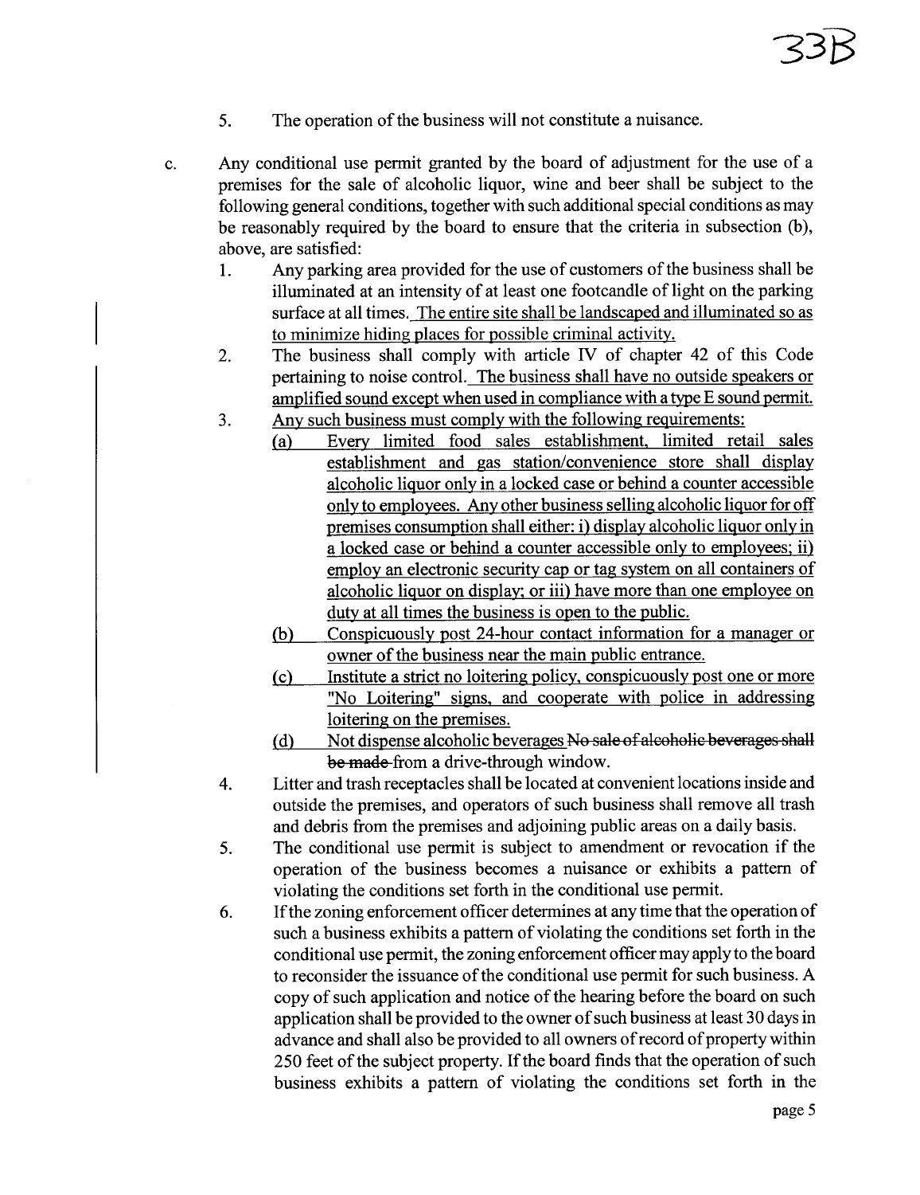5. The operation of the business will not constitute a nuisance.

c. Any conditional use permit granted by the board of adjustment for the use of a premises for the sale of alcoholic liquor, wine and beer shall be subject to the following general conditions, together with such additional special conditions as may be reasonably required by the board to ensure that the criteria in subsection (b), above, are satisfied:

1. Any parking area provided for the use of customers of the business shall be illuminated at an intensity of at least one footcandle of light on the parking surface at all times. The entire site shall be landscaped and illuminated so as to minimize hiding places for possible criminal activity.
2. The business shall comply with article IV of chapter 42 of this Code pertaining to noise control. The business shall have no outside speakers or amplified sound except when used in compliance with a type E sound permit.
3. Any such business must comply with the following requirements:
   (a) Every limited food sales establishment, limited retail sales establishment and gas station/convenience store shall display alcoholic liquor only in a locked case or behind a counter accessible only to employees. Any other business selling alcoholic liquor for off premises consumption shall either: i) display alcoholic liquor only in a locked case or behind a counter accessible only to employees; ii) employ an electronic security cap or tag system on all containers of alcoholic liquor on display; or iii) have more than one employee on duty at all times the business is open to the public.
   (b) Conspicuously post 24-hour contact information for a manager or owner of the business near the main public entrance.
   (c) Institute a strict no loitering policy, conspicuously post one or more "No Loitering" signs, and cooperate with police in addressing loitering on the premises.
   (d) Not dispense alcoholic beverages ~~No sale of alcoholic beverages shall be made~~ from a drive-through window.
4. Litter and trash receptacles shall be located at convenient locations inside and outside the premises, and operators of such business shall remove all trash and debris from the premises and adjoining public areas on a daily basis.
5. The conditional use permit is subject to amendment or revocation if the operation of the business becomes a nuisance or exhibits a pattern of violating the conditions set forth in the conditional use permit.
6. If the zoning enforcement officer determines at any time that the operation of such a business exhibits a pattern of violating the conditions set forth in the conditional use permit, the zoning enforcement officer may apply to the board to reconsider the issuance of the conditional use permit for such business. A copy of such application and notice of the hearing before the board on such application shall be provided to the owner of such business at least 30 days in advance and shall also be provided to all owners of record of property within 250 feet of the subject property. If the board finds that the operation of such business exhibits a pattern of violating the conditions set forth in the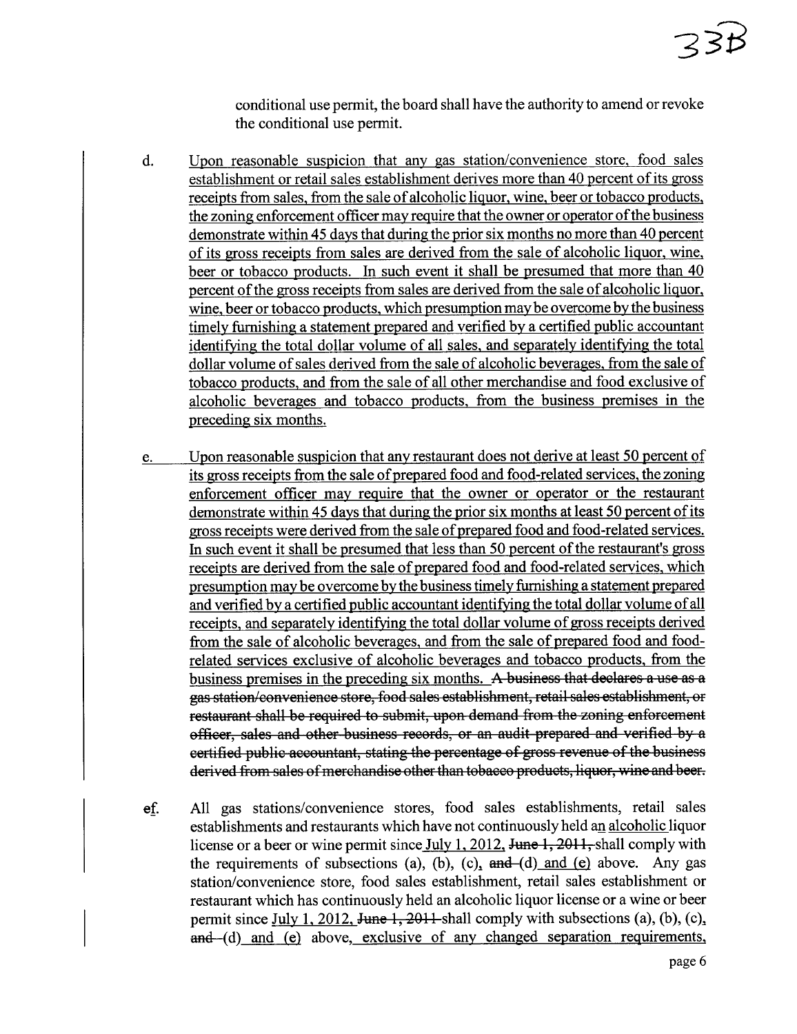conditional use permit, the board shall have the authority to amend or revoke the conditional use permit.

d. Upon reasonable suspicion that any gas station/convenience store, food sales establishment or retail sales establishment derives more than 40 percent of its gross receipts from sales, from the sale of alcoholic liquor, wine, beer or tobacco products, the zoning enforcement officer may require that the owner or operator of the business demonstrate within 45 days that during the prior six months no more than 40 percent of its gross receipts from sales are derived from the sale of alcoholic liquor, wine, beer or tobacco products. In such event it shall be presumed that more than 40 percent of the gross receipts from sales are derived from the sale of alcoholic liquor, wine, beer or tobacco products, which presumption may be overcome by the business timely furnishing a statement prepared and verified by a certified public accountant identifying the total dollar volume of all sales, and separately identifying the total dollar volume of sales derived from the sale of alcoholic beverages, from the sale of tobacco products, and from the sale of all other merchandise and food exclusive of alcoholic beverages and tobacco products, from the business premises in the preceding six months.

e. Upon reasonable suspicion that any restaurant does not derive at least 50 percent of its gross receipts from the sale of prepared food and food-related services, the zoning enforcement officer may require that the owner or operator or the restaurant demonstrate within 45 days that during the prior six months at least 50 percent of its gross receipts were derived from the sale of prepared food and food-related services. In such event it shall be presumed that less than 50 percent of the restaurant's gross receipts are derived from the sale of prepared food and food-related services, which presumption may be overcome by the business timely furnishing a statement prepared and verified by a certified public accountant identifying the total dollar volume of all receipts, and separately identifying the total dollar volume of gross receipts derived from the sale of alcoholic beverages, and from the sale of prepared food and food-related services exclusive of alcoholic beverages and tobacco products, from the business premises in the preceding six months. ~~A business that declares a use as a gas station/convenience store, food sales establishment, retail sales establishment, or restaurant shall be required to submit, upon demand from the zoning enforcement officer, sales and other business records, or an audit prepared and verified by a certified public accountant, stating the percentage of gross revenue of the business derived from sales of merchandise other than tobacco products, liquor, wine and beer.~~

~~e~~f. All gas stations/convenience stores, food sales establishments, retail sales establishments and restaurants which have not continuously held an alcoholic liquor license or a beer or wine permit since July 1, 2012, ~~June 1, 2011,~~ shall comply with the requirements of subsections (a), (b), (c), ~~and~~ (d) and (e) above. Any gas station/convenience store, food sales establishment, retail sales establishment or restaurant which has continuously held an alcoholic liquor license or a wine or beer permit since July 1, 2012, ~~June 1, 2011~~ shall comply with subsections (a), (b), (c), ~~and~~ (d) and (e) above, exclusive of any changed separation requirements,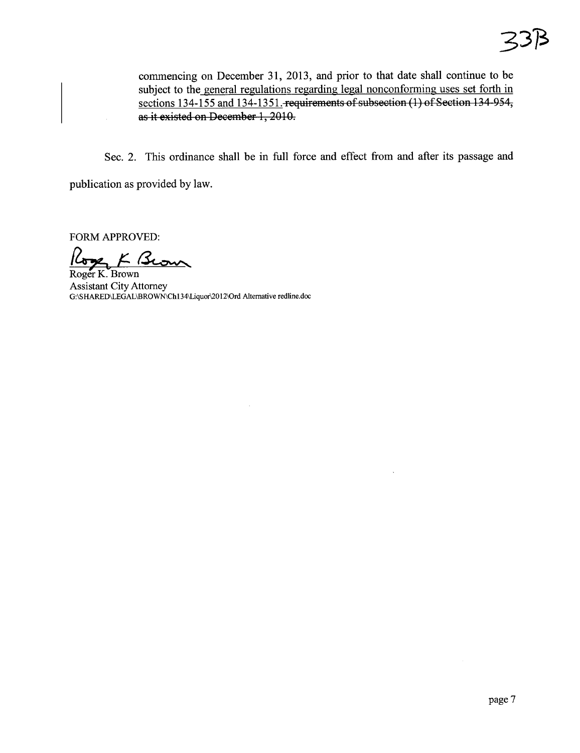commencing on December 31, 2013, and prior to that date shall continue to be subject to the general regulations regarding legal nonconforming uses set forth in sections 134-155 and 134-1351. ~~requirements of subsection (1) of Section 134-954, as it existed on December 1, 2010.~~

Sec. 2. This ordinance shall be in full force and effect from and after its passage and publication as provided by law.

FORM APPROVED:

Roger K. Brown
Assistant City Attorney
G:\SHARED\LEGAL\BROWN\Ch134\Liquor\2012\Ord Alternative redline.doc